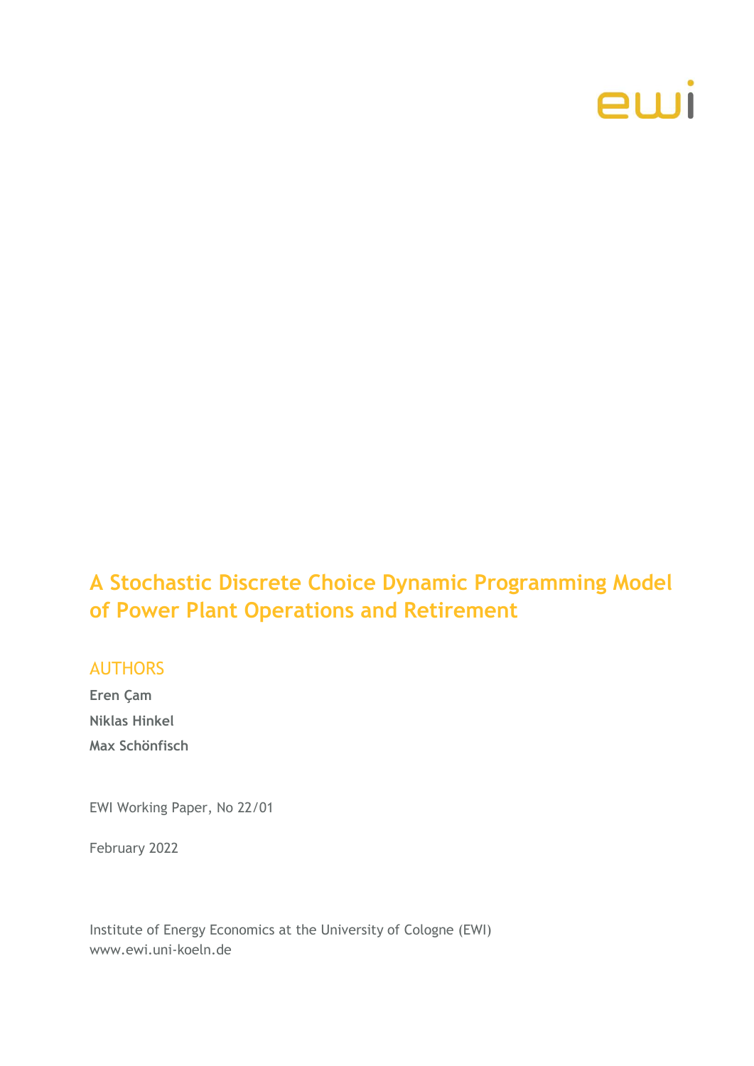ewi

# A Stochastic Discrete Choice Dynamic Programming Model of Power Plant Operations and Retirement

## AUTHORS

**Eren Çam**

**Niklas Hinkel**

**Max Schönfisch**

EWI Working Paper, No 22/01

February 2022

Institute of Energy Economics at the University of Cologne (EWI)
www.ewi.uni-koeln.de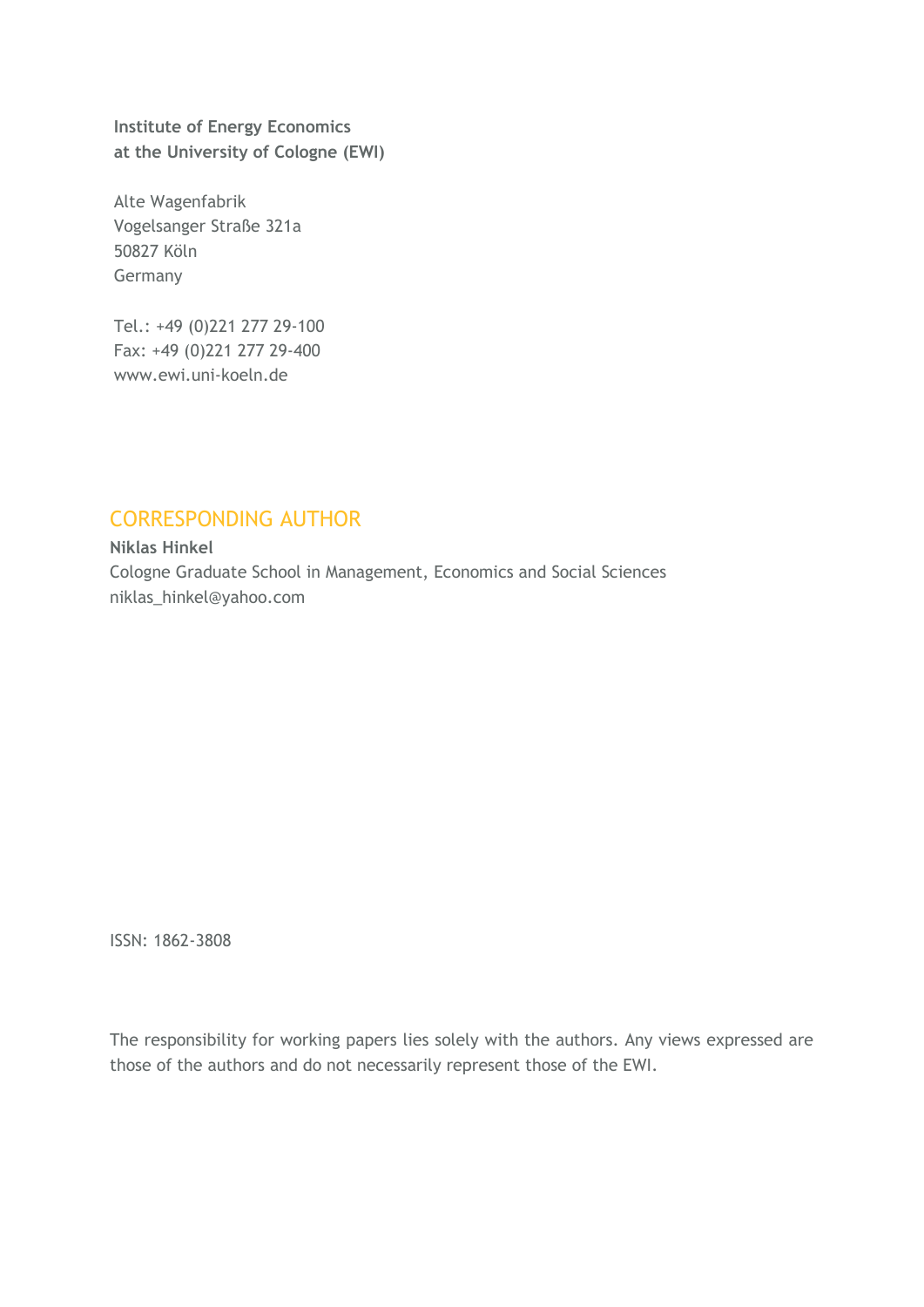**Institute of Energy Economics**
**at the University of Cologne (EWI)**

Alte Wagenfabrik
Vogelsanger Straße 321a
50827 Köln
Germany

Tel.: +49 (0)221 277 29-100
Fax: +49 (0)221 277 29-400
www.ewi.uni-koeln.de

## CORRESPONDING AUTHOR

**Niklas Hinkel**
Cologne Graduate School in Management, Economics and Social Sciences
niklas_hinkel@yahoo.com

ISSN: 1862-3808

The responsibility for working papers lies solely with the authors. Any views expressed are those of the authors and do not necessarily represent those of the EWI.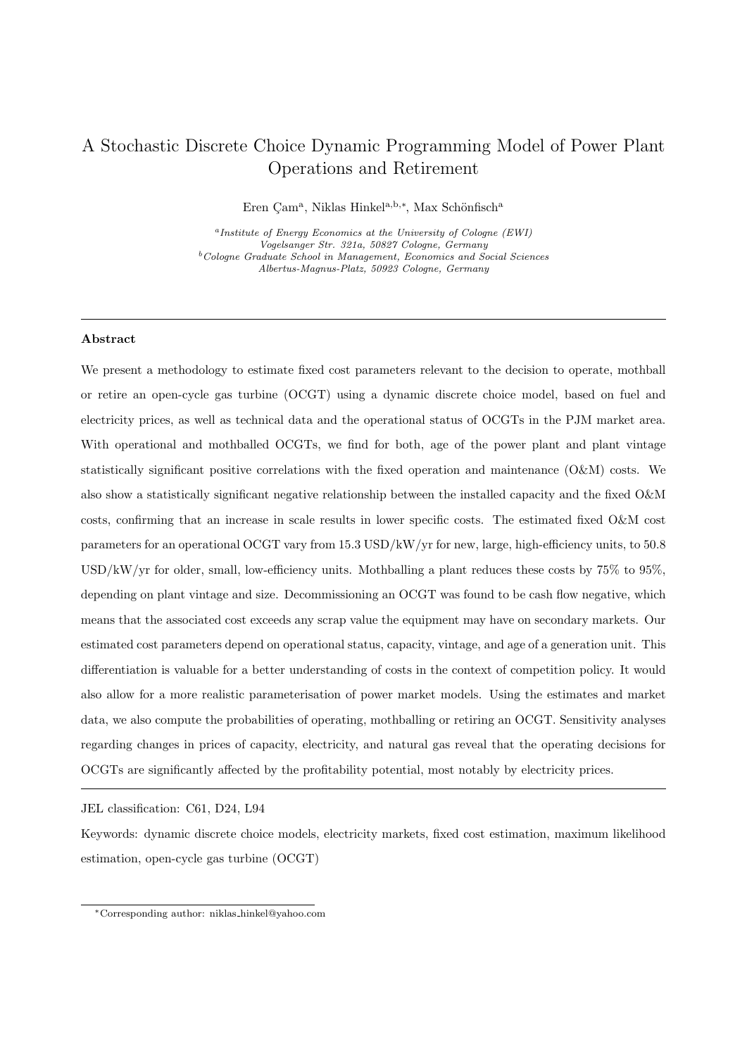// A Stochastic Discrete Choice Dynamic Programming Model of Power Plant Operations and Retirement

Eren Çam[a], Niklas Hinkel[a,b,*], Max Schönfisch[a]

[a] *Institute of Energy Economics at the University of Cologne (EWI)*
*Vogelsanger Str. 321a, 50827 Cologne, Germany*
[b] *Cologne Graduate School in Management, Economics and Social Sciences*
*Albertus-Magnus-Platz, 50923 Cologne, Germany*

---

**Abstract**

We present a methodology to estimate fixed cost parameters relevant to the decision to operate, mothball or retire an open-cycle gas turbine (OCGT) using a dynamic discrete choice model, based on fuel and electricity prices, as well as technical data and the operational status of OCGTs in the PJM market area. With operational and mothballed OCGTs, we find for both, age of the power plant and plant vintage statistically significant positive correlations with the fixed operation and maintenance (O&M) costs. We also show a statistically significant negative relationship between the installed capacity and the fixed O&M costs, confirming that an increase in scale results in lower specific costs. The estimated fixed O&M cost parameters for an operational OCGT vary from 15.3 USD/kW/yr for new, large, high-efficiency units, to 50.8 USD/kW/yr for older, small, low-efficiency units. Mothballing a plant reduces these costs by 75% to 95%, depending on plant vintage and size. Decommissioning an OCGT was found to be cash flow negative, which means that the associated cost exceeds any scrap value the equipment may have on secondary markets. Our estimated cost parameters depend on operational status, capacity, vintage, and age of a generation unit. This differentiation is valuable for a better understanding of costs in the context of competition policy. It would also allow for a more realistic parameterisation of power market models. Using the estimates and market data, we also compute the probabilities of operating, mothballing or retiring an OCGT. Sensitivity analyses regarding changes in prices of capacity, electricity, and natural gas reveal that the operating decisions for OCGTs are significantly affected by the profitability potential, most notably by electricity prices.

---

JEL classification: C61, D24, L94

Keywords: dynamic discrete choice models, electricity markets, fixed cost estimation, maximum likelihood estimation, open-cycle gas turbine (OCGT)

[*] Corresponding author: niklas_hinkel@yahoo.com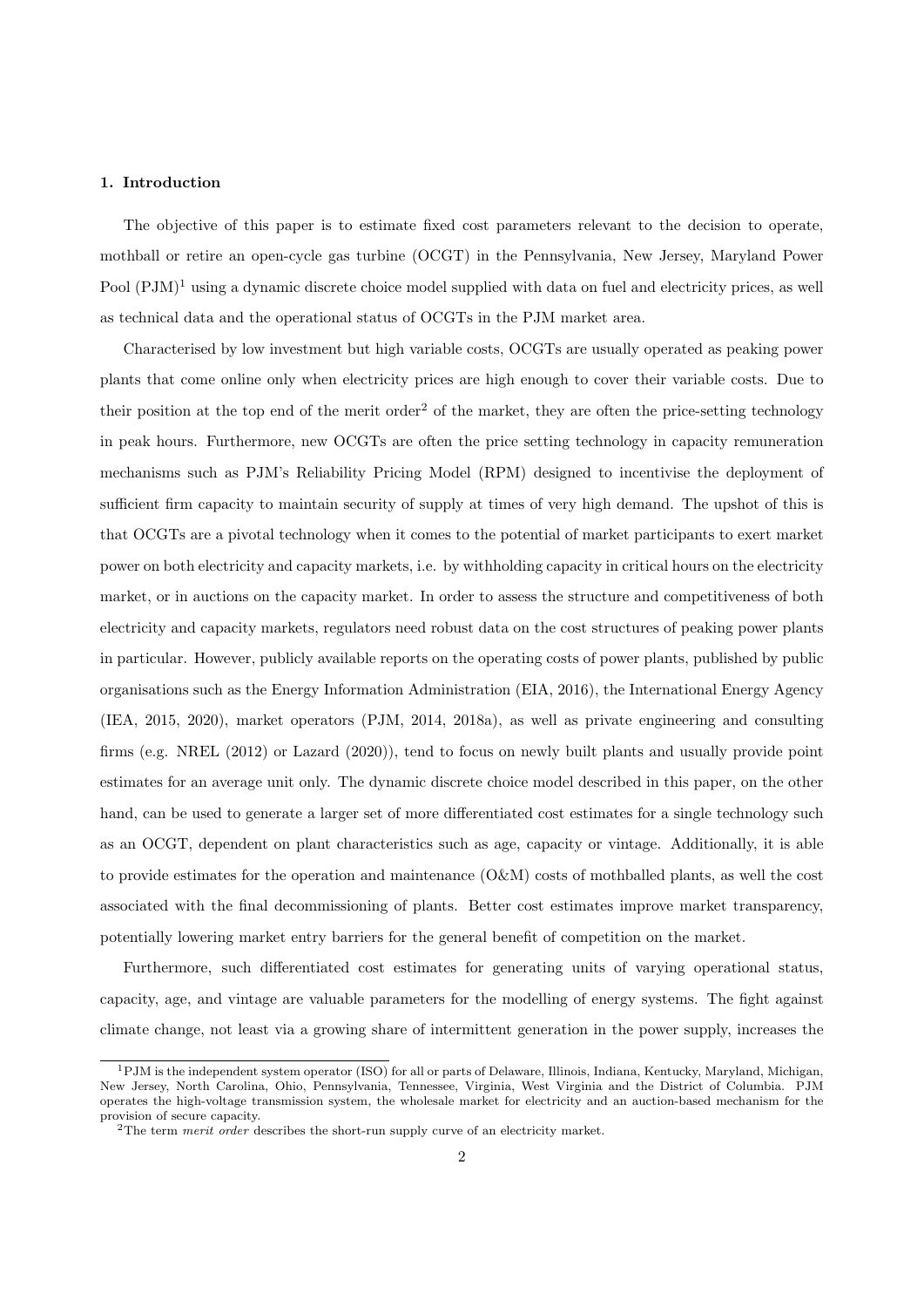## 1. Introduction

The objective of this paper is to estimate fixed cost parameters relevant to the decision to operate, mothball or retire an open-cycle gas turbine (OCGT) in the Pennsylvania, New Jersey, Maryland Power Pool (PJM)[1] using a dynamic discrete choice model supplied with data on fuel and electricity prices, as well as technical data and the operational status of OCGTs in the PJM market area.

Characterised by low investment but high variable costs, OCGTs are usually operated as peaking power plants that come online only when electricity prices are high enough to cover their variable costs. Due to their position at the top end of the merit order[2] of the market, they are often the price-setting technology in peak hours. Furthermore, new OCGTs are often the price setting technology in capacity remuneration mechanisms such as PJM's Reliability Pricing Model (RPM) designed to incentivise the deployment of sufficient firm capacity to maintain security of supply at times of very high demand. The upshot of this is that OCGTs are a pivotal technology when it comes to the potential of market participants to exert market power on both electricity and capacity markets, i.e. by withholding capacity in critical hours on the electricity market, or in auctions on the capacity market. In order to assess the structure and competitiveness of both electricity and capacity markets, regulators need robust data on the cost structures of peaking power plants in particular. However, publicly available reports on the operating costs of power plants, published by public organisations such as the Energy Information Administration (EIA, 2016), the International Energy Agency (IEA, 2015, 2020), market operators (PJM, 2014, 2018a), as well as private engineering and consulting firms (e.g. NREL (2012) or Lazard (2020)), tend to focus on newly built plants and usually provide point estimates for an average unit only. The dynamic discrete choice model described in this paper, on the other hand, can be used to generate a larger set of more differentiated cost estimates for a single technology such as an OCGT, dependent on plant characteristics such as age, capacity or vintage. Additionally, it is able to provide estimates for the operation and maintenance (O&M) costs of mothballed plants, as well the cost associated with the final decommissioning of plants. Better cost estimates improve market transparency, potentially lowering market entry barriers for the general benefit of competition on the market.

Furthermore, such differentiated cost estimates for generating units of varying operational status, capacity, age, and vintage are valuable parameters for the modelling of energy systems. The fight against climate change, not least via a growing share of intermittent generation in the power supply, increases the

[1] PJM is the independent system operator (ISO) for all or parts of Delaware, Illinois, Indiana, Kentucky, Maryland, Michigan, New Jersey, North Carolina, Ohio, Pennsylvania, Tennessee, Virginia, West Virginia and the District of Columbia. PJM operates the high-voltage transmission system, the wholesale market for electricity and an auction-based mechanism for the provision of secure capacity.

[2] The term *merit order* describes the short-run supply curve of an electricity market.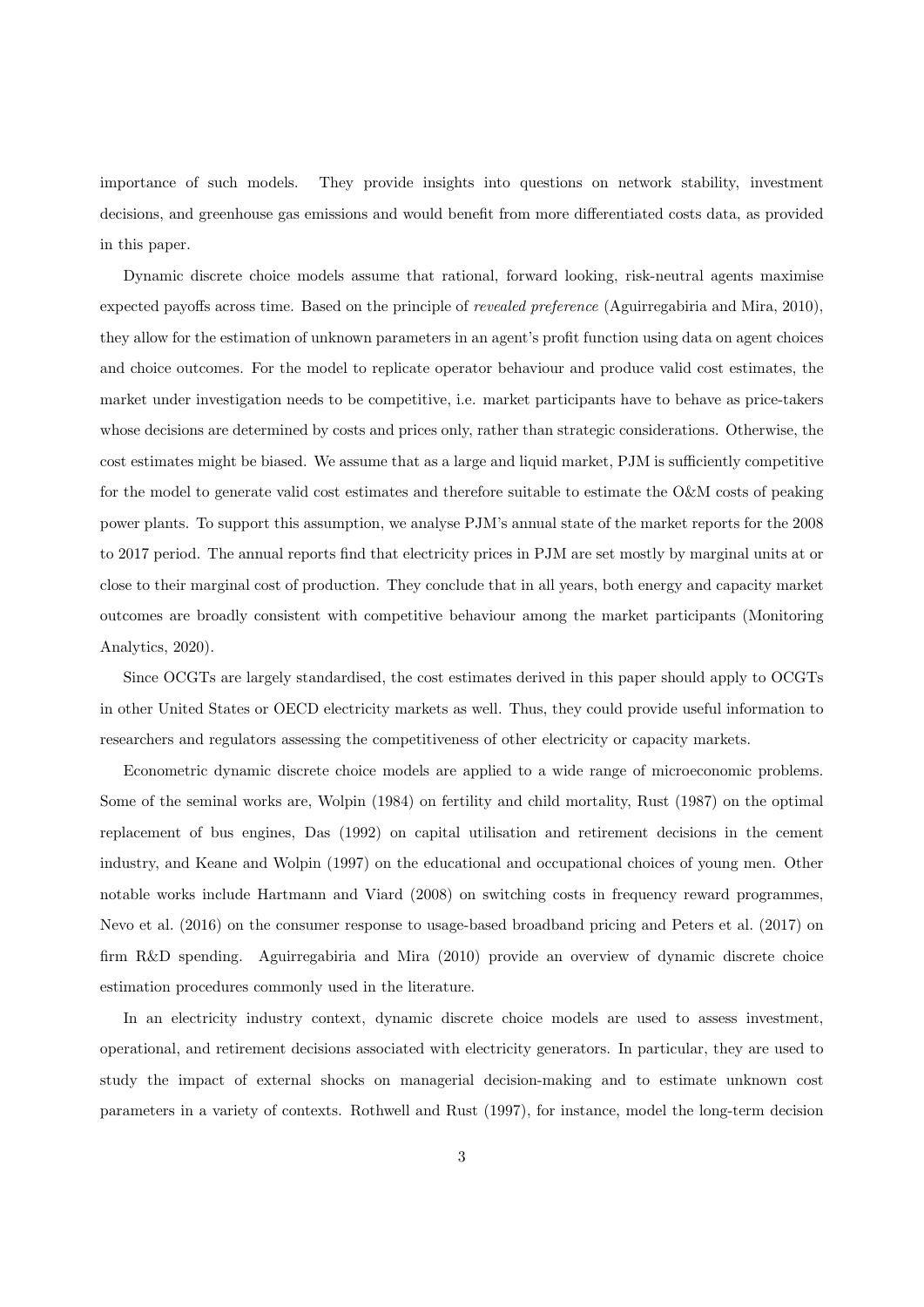importance of such models. They provide insights into questions on network stability, investment decisions, and greenhouse gas emissions and would benefit from more differentiated costs data, as provided in this paper.

Dynamic discrete choice models assume that rational, forward looking, risk-neutral agents maximise expected payoffs across time. Based on the principle of *revealed preference* (Aguirregabiria and Mira, 2010), they allow for the estimation of unknown parameters in an agent's profit function using data on agent choices and choice outcomes. For the model to replicate operator behaviour and produce valid cost estimates, the market under investigation needs to be competitive, i.e. market participants have to behave as price-takers whose decisions are determined by costs and prices only, rather than strategic considerations. Otherwise, the cost estimates might be biased. We assume that as a large and liquid market, PJM is sufficiently competitive for the model to generate valid cost estimates and therefore suitable to estimate the O&M costs of peaking power plants. To support this assumption, we analyse PJM's annual state of the market reports for the 2008 to 2017 period. The annual reports find that electricity prices in PJM are set mostly by marginal units at or close to their marginal cost of production. They conclude that in all years, both energy and capacity market outcomes are broadly consistent with competitive behaviour among the market participants (Monitoring Analytics, 2020).

Since OCGTs are largely standardised, the cost estimates derived in this paper should apply to OCGTs in other United States or OECD electricity markets as well. Thus, they could provide useful information to researchers and regulators assessing the competitiveness of other electricity or capacity markets.

Econometric dynamic discrete choice models are applied to a wide range of microeconomic problems. Some of the seminal works are, Wolpin (1984) on fertility and child mortality, Rust (1987) on the optimal replacement of bus engines, Das (1992) on capital utilisation and retirement decisions in the cement industry, and Keane and Wolpin (1997) on the educational and occupational choices of young men. Other notable works include Hartmann and Viard (2008) on switching costs in frequency reward programmes, Nevo et al. (2016) on the consumer response to usage-based broadband pricing and Peters et al. (2017) on firm R&D spending. Aguirregabiria and Mira (2010) provide an overview of dynamic discrete choice estimation procedures commonly used in the literature.

In an electricity industry context, dynamic discrete choice models are used to assess investment, operational, and retirement decisions associated with electricity generators. In particular, they are used to study the impact of external shocks on managerial decision-making and to estimate unknown cost parameters in a variety of contexts. Rothwell and Rust (1997), for instance, model the long-term decision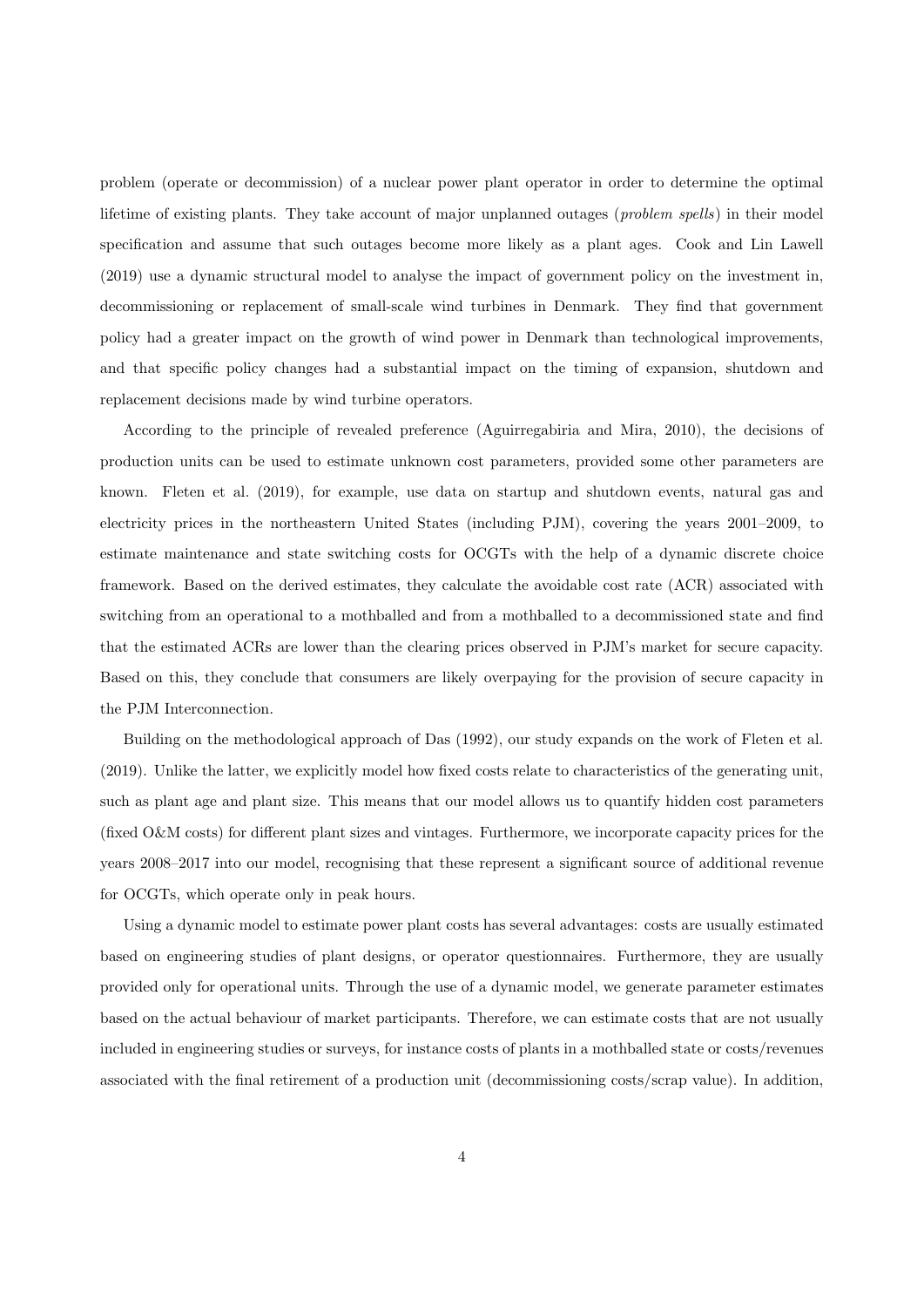problem (operate or decommission) of a nuclear power plant operator in order to determine the optimal lifetime of existing plants. They take account of major unplanned outages (*problem spells*) in their model specification and assume that such outages become more likely as a plant ages. Cook and Lin Lawell (2019) use a dynamic structural model to analyse the impact of government policy on the investment in, decommissioning or replacement of small-scale wind turbines in Denmark. They find that government policy had a greater impact on the growth of wind power in Denmark than technological improvements, and that specific policy changes had a substantial impact on the timing of expansion, shutdown and replacement decisions made by wind turbine operators.

According to the principle of revealed preference (Aguirregabiria and Mira, 2010), the decisions of production units can be used to estimate unknown cost parameters, provided some other parameters are known. Fleten et al. (2019), for example, use data on startup and shutdown events, natural gas and electricity prices in the northeastern United States (including PJM), covering the years 2001–2009, to estimate maintenance and state switching costs for OCGTs with the help of a dynamic discrete choice framework. Based on the derived estimates, they calculate the avoidable cost rate (ACR) associated with switching from an operational to a mothballed and from a mothballed to a decommissioned state and find that the estimated ACRs are lower than the clearing prices observed in PJM's market for secure capacity. Based on this, they conclude that consumers are likely overpaying for the provision of secure capacity in the PJM Interconnection.

Building on the methodological approach of Das (1992), our study expands on the work of Fleten et al. (2019). Unlike the latter, we explicitly model how fixed costs relate to characteristics of the generating unit, such as plant age and plant size. This means that our model allows us to quantify hidden cost parameters (fixed O&M costs) for different plant sizes and vintages. Furthermore, we incorporate capacity prices for the years 2008–2017 into our model, recognising that these represent a significant source of additional revenue for OCGTs, which operate only in peak hours.

Using a dynamic model to estimate power plant costs has several advantages: costs are usually estimated based on engineering studies of plant designs, or operator questionnaires. Furthermore, they are usually provided only for operational units. Through the use of a dynamic model, we generate parameter estimates based on the actual behaviour of market participants. Therefore, we can estimate costs that are not usually included in engineering studies or surveys, for instance costs of plants in a mothballed state or costs/revenues associated with the final retirement of a production unit (decommissioning costs/scrap value). In addition,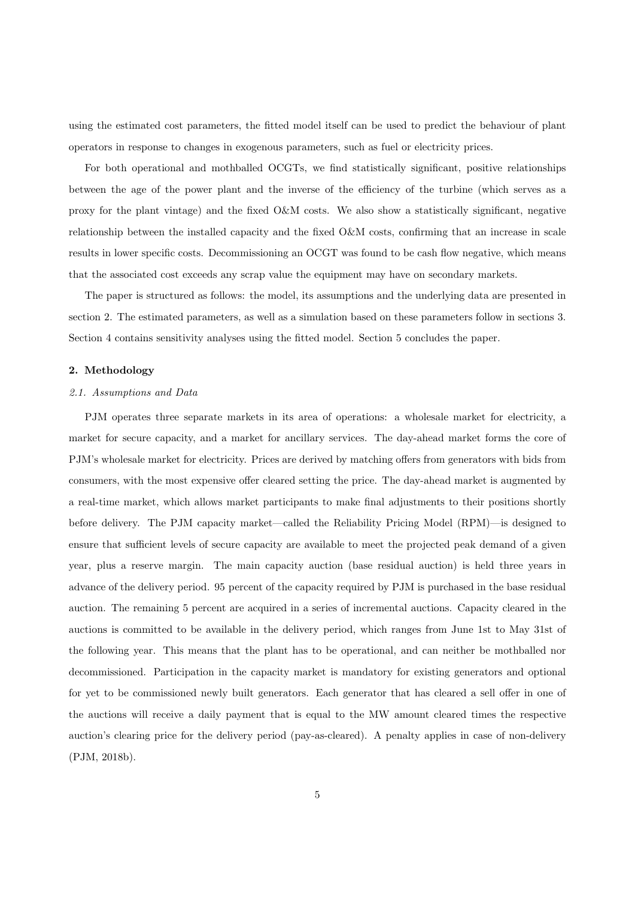using the estimated cost parameters, the fitted model itself can be used to predict the behaviour of plant operators in response to changes in exogenous parameters, such as fuel or electricity prices.

For both operational and mothballed OCGTs, we find statistically significant, positive relationships between the age of the power plant and the inverse of the efficiency of the turbine (which serves as a proxy for the plant vintage) and the fixed O&M costs. We also show a statistically significant, negative relationship between the installed capacity and the fixed O&M costs, confirming that an increase in scale results in lower specific costs. Decommissioning an OCGT was found to be cash flow negative, which means that the associated cost exceeds any scrap value the equipment may have on secondary markets.

The paper is structured as follows: the model, its assumptions and the underlying data are presented in section 2. The estimated parameters, as well as a simulation based on these parameters follow in sections 3. Section 4 contains sensitivity analyses using the fitted model. Section 5 concludes the paper.

## 2. Methodology

### *2.1. Assumptions and Data*

PJM operates three separate markets in its area of operations: a wholesale market for electricity, a market for secure capacity, and a market for ancillary services. The day-ahead market forms the core of PJM's wholesale market for electricity. Prices are derived by matching offers from generators with bids from consumers, with the most expensive offer cleared setting the price. The day-ahead market is augmented by a real-time market, which allows market participants to make final adjustments to their positions shortly before delivery. The PJM capacity market—called the Reliability Pricing Model (RPM)—is designed to ensure that sufficient levels of secure capacity are available to meet the projected peak demand of a given year, plus a reserve margin. The main capacity auction (base residual auction) is held three years in advance of the delivery period. 95 percent of the capacity required by PJM is purchased in the base residual auction. The remaining 5 percent are acquired in a series of incremental auctions. Capacity cleared in the auctions is committed to be available in the delivery period, which ranges from June 1st to May 31st of the following year. This means that the plant has to be operational, and can neither be mothballed nor decommissioned. Participation in the capacity market is mandatory for existing generators and optional for yet to be commissioned newly built generators. Each generator that has cleared a sell offer in one of the auctions will receive a daily payment that is equal to the MW amount cleared times the respective auction's clearing price for the delivery period (pay-as-cleared). A penalty applies in case of non-delivery (PJM, 2018b).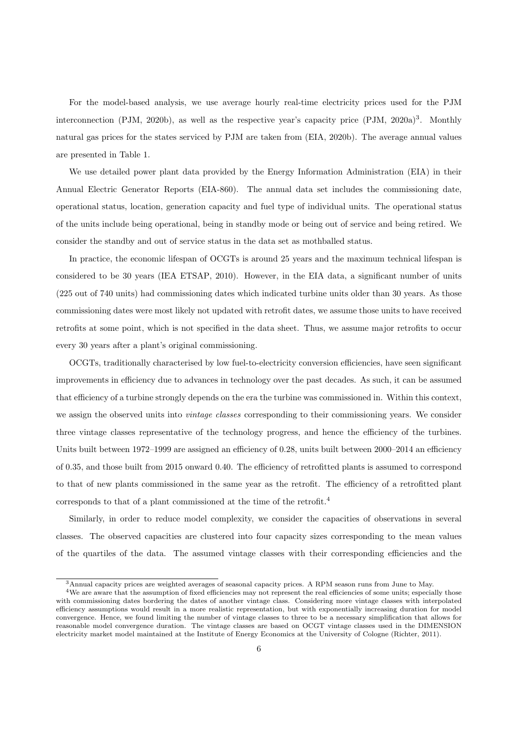For the model-based analysis, we use average hourly real-time electricity prices used for the PJM interconnection (PJM, 2020b), as well as the respective year's capacity price (PJM, 2020a)[3]. Monthly natural gas prices for the states serviced by PJM are taken from (EIA, 2020b). The average annual values are presented in Table 1.

We use detailed power plant data provided by the Energy Information Administration (EIA) in their Annual Electric Generator Reports (EIA-860). The annual data set includes the commissioning date, operational status, location, generation capacity and fuel type of individual units. The operational status of the units include being operational, being in standby mode or being out of service and being retired. We consider the standby and out of service status in the data set as mothballed status.

In practice, the economic lifespan of OCGTs is around 25 years and the maximum technical lifespan is considered to be 30 years (IEA ETSAP, 2010). However, in the EIA data, a significant number of units (225 out of 740 units) had commissioning dates which indicated turbine units older than 30 years. As those commissioning dates were most likely not updated with retrofit dates, we assume those units to have received retrofits at some point, which is not specified in the data sheet. Thus, we assume major retrofits to occur every 30 years after a plant's original commissioning.

OCGTs, traditionally characterised by low fuel-to-electricity conversion efficiencies, have seen significant improvements in efficiency due to advances in technology over the past decades. As such, it can be assumed that efficiency of a turbine strongly depends on the era the turbine was commissioned in. Within this context, we assign the observed units into *vintage classes* corresponding to their commissioning years. We consider three vintage classes representative of the technology progress, and hence the efficiency of the turbines. Units built between 1972–1999 are assigned an efficiency of 0.28, units built between 2000–2014 an efficiency of 0.35, and those built from 2015 onward 0.40. The efficiency of retrofitted plants is assumed to correspond to that of new plants commissioned in the same year as the retrofit. The efficiency of a retrofitted plant corresponds to that of a plant commissioned at the time of the retrofit.[4]

Similarly, in order to reduce model complexity, we consider the capacities of observations in several classes. The observed capacities are clustered into four capacity sizes corresponding to the mean values of the quartiles of the data. The assumed vintage classes with their corresponding efficiencies and the

---

[3] Annual capacity prices are weighted averages of seasonal capacity prices. A RPM season runs from June to May.

[4] We are aware that the assumption of fixed efficiencies may not represent the real efficiencies of some units; especially those with commissioning dates bordering the dates of another vintage class. Considering more vintage classes with interpolated efficiency assumptions would result in a more realistic representation, but with exponentially increasing duration for model convergence. Hence, we found limiting the number of vintage classes to three to be a necessary simplification that allows for reasonable model convergence duration. The vintage classes are based on OCGT vintage classes used in the DIMENSION electricity market model maintained at the Institute of Energy Economics at the University of Cologne (Richter, 2011).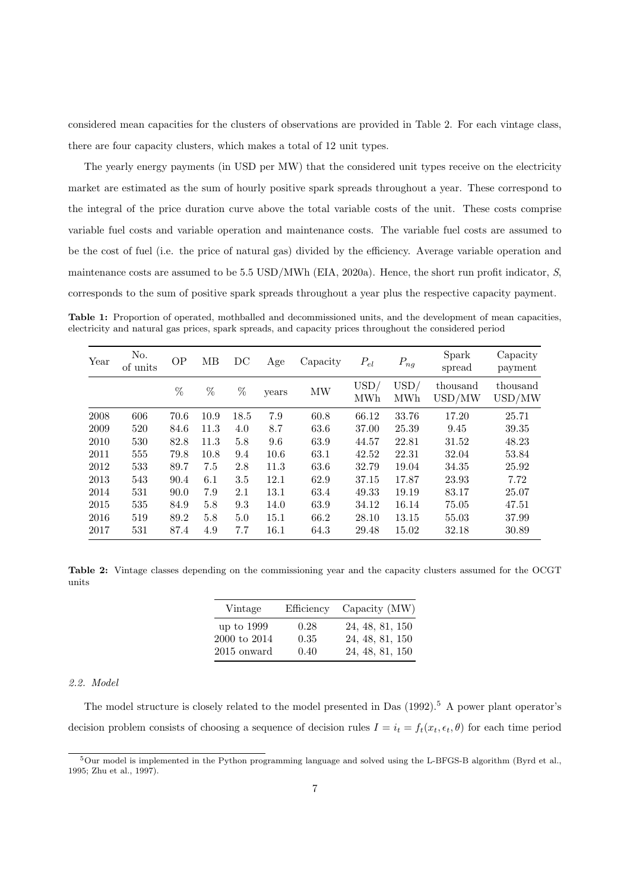considered mean capacities for the clusters of observations are provided in Table 2. For each vintage class, there are four capacity clusters, which makes a total of 12 unit types.

The yearly energy payments (in USD per MW) that the considered unit types receive on the electricity market are estimated as the sum of hourly positive spark spreads throughout a year. These correspond to the integral of the price duration curve above the total variable costs of the unit. These costs comprise variable fuel costs and variable operation and maintenance costs. The variable fuel costs are assumed to be the cost of fuel (i.e. the price of natural gas) divided by the efficiency. Average variable operation and maintenance costs are assumed to be 5.5 USD/MWh (EIA, 2020a). Hence, the short run profit indicator, $S$, corresponds to the sum of positive spark spreads throughout a year plus the respective capacity payment.

**Table 1:** Proportion of operated, mothballed and decommissioned units, and the development of mean capacities, electricity and natural gas prices, spark spreads, and capacity prices throughout the considered period

| Year | No. of units | OP | MB | DC | Age | Capacity | $P_{el}$ | $P_{ng}$ | Spark spread | Capacity payment |
|---|---|---|---|---|---|---|---|---|---|---|
| | | % | % | % | years | MW | USD/ MWh | USD/ MWh | thousand USD/MW | thousand USD/MW |
| 2008 | 606 | 70.6 | 10.9 | 18.5 | 7.9 | 60.8 | 66.12 | 33.76 | 17.20 | 25.71 |
| 2009 | 520 | 84.6 | 11.3 | 4.0 | 8.7 | 63.6 | 37.00 | 25.39 | 9.45 | 39.35 |
| 2010 | 530 | 82.8 | 11.3 | 5.8 | 9.6 | 63.9 | 44.57 | 22.81 | 31.52 | 48.23 |
| 2011 | 555 | 79.8 | 10.8 | 9.4 | 10.6 | 63.1 | 42.52 | 22.31 | 32.04 | 53.84 |
| 2012 | 533 | 89.7 | 7.5 | 2.8 | 11.3 | 63.6 | 32.79 | 19.04 | 34.35 | 25.92 |
| 2013 | 543 | 90.4 | 6.1 | 3.5 | 12.1 | 62.9 | 37.15 | 17.87 | 23.93 | 7.72 |
| 2014 | 531 | 90.0 | 7.9 | 2.1 | 13.1 | 63.4 | 49.33 | 19.19 | 83.17 | 25.07 |
| 2015 | 535 | 84.9 | 5.8 | 9.3 | 14.0 | 63.9 | 34.12 | 16.14 | 75.05 | 47.51 |
| 2016 | 519 | 89.2 | 5.8 | 5.0 | 15.1 | 66.2 | 28.10 | 13.15 | 55.03 | 37.99 |
| 2017 | 531 | 87.4 | 4.9 | 7.7 | 16.1 | 64.3 | 29.48 | 15.02 | 32.18 | 30.89 |

**Table 2:** Vintage classes depending on the commissioning year and the capacity clusters assumed for the OCGT units

| Vintage | Efficiency | Capacity (MW) |
|---|---|---|
| up to 1999 | 0.28 | 24, 48, 81, 150 |
| 2000 to 2014 | 0.35 | 24, 48, 81, 150 |
| 2015 onward | 0.40 | 24, 48, 81, 150 |

### *2.2. Model*

The model structure is closely related to the model presented in Das (1992).[5] A power plant operator's decision problem consists of choosing a sequence of decision rules $I = i_t = f_t(x_t, \epsilon_t, \theta)$ for each time period

[5]Our model is implemented in the Python programming language and solved using the L-BFGS-B algorithm (Byrd et al., 1995; Zhu et al., 1997).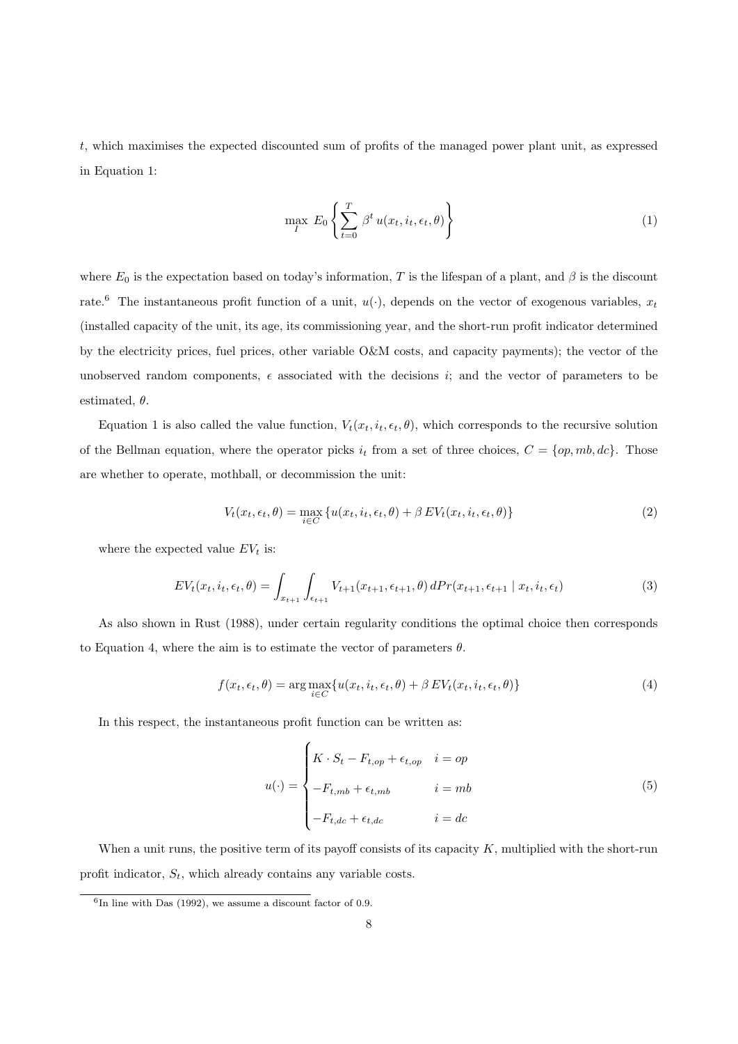$t$, which maximises the expected discounted sum of profits of the managed power plant unit, as expressed in Equation 1:

$$\max_{I} \; E_0 \left\{ \sum_{t=0}^{T} \beta^t \, u(x_t, i_t, \epsilon_t, \theta) \right\} \tag{1}$$

where $E_0$ is the expectation based on today's information, $T$ is the lifespan of a plant, and $\beta$ is the discount rate.[6] The instantaneous profit function of a unit, $u(\cdot)$, depends on the vector of exogenous variables, $x_t$ (installed capacity of the unit, its age, its commissioning year, and the short-run profit indicator determined by the electricity prices, fuel prices, other variable O&M costs, and capacity payments); the vector of the unobserved random components, $\epsilon$ associated with the decisions $i$; and the vector of parameters to be estimated, $\theta$.

Equation 1 is also called the value function, $V_t(x_t, i_t, \epsilon_t, \theta)$, which corresponds to the recursive solution of the Bellman equation, where the operator picks $i_t$ from a set of three choices, $C = \{op, mb, dc\}$. Those are whether to operate, mothball, or decommission the unit:

$$V_t(x_t, \epsilon_t, \theta) = \max_{i \in C} \left\{ u(x_t, i_t, \epsilon_t, \theta) + \beta \, EV_t(x_t, i_t, \epsilon_t, \theta) \right\} \tag{2}$$

where the expected value $EV_t$ is:

$$EV_t(x_t, i_t, \epsilon_t, \theta) = \int_{x_{t+1}} \int_{\epsilon_{t+1}} V_{t+1}(x_{t+1}, \epsilon_{t+1}, \theta) \, dPr(x_{t+1}, \epsilon_{t+1} \mid x_t, i_t, \epsilon_t) \tag{3}$$

As also shown in Rust (1988), under certain regularity conditions the optimal choice then corresponds to Equation 4, where the aim is to estimate the vector of parameters $\theta$.

$$f(x_t, \epsilon_t, \theta) = \arg\max_{i \in C} \{ u(x_t, i_t, \epsilon_t, \theta) + \beta \, EV_t(x_t, i_t, \epsilon_t, \theta) \} \tag{4}$$

In this respect, the instantaneous profit function can be written as:

$$u(\cdot) = \begin{cases} K \cdot S_t - F_{t,op} + \epsilon_{t,op} & i = op \\ -F_{t,mb} + \epsilon_{t,mb} & i = mb \\ -F_{t,dc} + \epsilon_{t,dc} & i = dc \end{cases} \tag{5}$$

When a unit runs, the positive term of its payoff consists of its capacity $K$, multiplied with the short-run profit indicator, $S_t$, which already contains any variable costs.

[6] In line with Das (1992), we assume a discount factor of 0.9.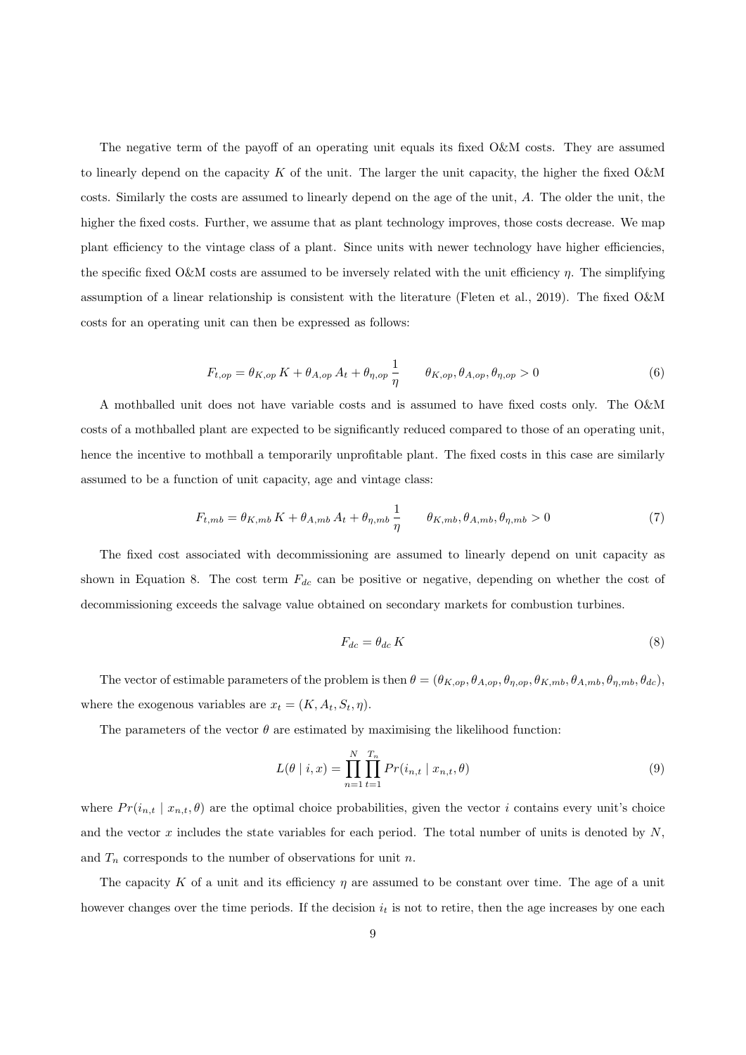The negative term of the payoff of an operating unit equals its fixed O&M costs. They are assumed to linearly depend on the capacity $K$ of the unit. The larger the unit capacity, the higher the fixed O&M costs. Similarly the costs are assumed to linearly depend on the age of the unit, $A$. The older the unit, the higher the fixed costs. Further, we assume that as plant technology improves, those costs decrease. We map plant efficiency to the vintage class of a plant. Since units with newer technology have higher efficiencies, the specific fixed O&M costs are assumed to be inversely related with the unit efficiency $\eta$. The simplifying assumption of a linear relationship is consistent with the literature (Fleten et al., 2019). The fixed O&M costs for an operating unit can then be expressed as follows:

$$F_{t,op} = \theta_{K,op}\, K + \theta_{A,op}\, A_t + \theta_{\eta,op}\, \frac{1}{\eta} \qquad \theta_{K,op}, \theta_{A,op}, \theta_{\eta,op} > 0 \tag{6}$$

A mothballed unit does not have variable costs and is assumed to have fixed costs only. The O&M costs of a mothballed plant are expected to be significantly reduced compared to those of an operating unit, hence the incentive to mothball a temporarily unprofitable plant. The fixed costs in this case are similarly assumed to be a function of unit capacity, age and vintage class:

$$F_{t,mb} = \theta_{K,mb}\, K + \theta_{A,mb}\, A_t + \theta_{\eta,mb}\, \frac{1}{\eta} \qquad \theta_{K,mb}, \theta_{A,mb}, \theta_{\eta,mb} > 0 \tag{7}$$

The fixed cost associated with decommissioning are assumed to linearly depend on unit capacity as shown in Equation 8. The cost term $F_{dc}$ can be positive or negative, depending on whether the cost of decommissioning exceeds the salvage value obtained on secondary markets for combustion turbines.

$$F_{dc} = \theta_{dc}\, K \tag{8}$$

The vector of estimable parameters of the problem is then $\theta = (\theta_{K,op}, \theta_{A,op}, \theta_{\eta,op}, \theta_{K,mb}, \theta_{A,mb}, \theta_{\eta,mb}, \theta_{dc})$, where the exogenous variables are $x_t = (K, A_t, S_t, \eta)$.

The parameters of the vector $\theta$ are estimated by maximising the likelihood function:

$$L(\theta \mid i, x) = \prod_{n=1}^{N} \prod_{t=1}^{T_n} Pr(i_{n,t} \mid x_{n,t}, \theta) \tag{9}$$

where $Pr(i_{n,t} \mid x_{n,t}, \theta)$ are the optimal choice probabilities, given the vector $i$ contains every unit's choice and the vector $x$ includes the state variables for each period. The total number of units is denoted by $N$, and $T_n$ corresponds to the number of observations for unit $n$.

The capacity $K$ of a unit and its efficiency $\eta$ are assumed to be constant over time. The age of a unit however changes over the time periods. If the decision $i_t$ is not to retire, then the age increases by one each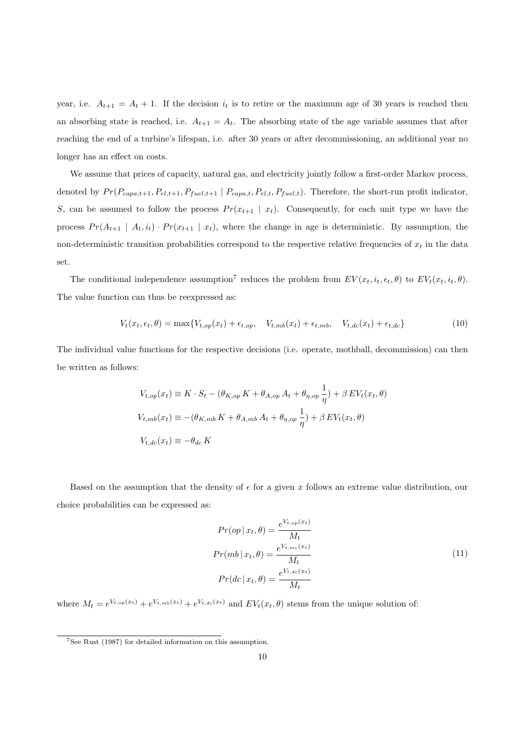year, i.e. $A_{t+1} = A_t + 1$. If the decision $i_t$ is to retire or the maximum age of 30 years is reached then an absorbing state is reached, i.e. $A_{t+1} = A_t$. The absorbing state of the age variable assumes that after reaching the end of a turbine's lifespan, i.e. after 30 years or after decommissioning, an additional year no longer has an effect on costs.

We assume that prices of capacity, natural gas, and electricity jointly follow a first-order Markov process, denoted by $Pr(P_{capa,t+1}, P_{el,t+1}, P_{fuel,t+1} \mid P_{capa,t}, P_{el,t}, P_{fuel,t})$. Therefore, the short-run profit indicator, $S$, can be assumed to follow the process $Pr(x_{t+1} \mid x_t)$. Consequently, for each unit type we have the process $Pr(A_{t+1} \mid A_t, i_t) \cdot Pr(x_{t+1} \mid x_t)$, where the change in age is deterministic. By assumption, the non-deterministic transition probabilities correspond to the respective relative frequencies of $x_t$ in the data set.

The conditional independence assumption[7] reduces the problem from $EV(x_t, i_t, \epsilon_t, \theta)$ to $EV_t(x_t, i_t, \theta)$. The value function can thus be reexpressed as:

$$V_t(x_t, \epsilon_t, \theta) = \max\{V_{t,op}(x_t) + \epsilon_{t,op}, \quad V_{t,mb}(x_t) + \epsilon_{t,mb}, \quad V_{t,dc}(x_t) + \epsilon_{t,dc}\} \tag{10}$$

The individual value functions for the respective decisions (i.e. operate, mothball, decommission) can then be written as follows:

$$\begin{aligned}
V_{t,op}(x_t) &\equiv K \cdot S_t - (\theta_{K,op}\, K + \theta_{A,op}\, A_t + \theta_{\eta,op}\, \frac{1}{\eta}) + \beta\, EV_t(x_t, \theta) \\
V_{t,mb}(x_t) &\equiv -(\theta_{K,mb}\, K + \theta_{A,mb}\, A_t + \theta_{\eta,op}\, \frac{1}{\eta}) + \beta\, EV_t(x_t, \theta) \\
V_{t,dc}(x_t) &\equiv -\theta_{dc}\, K
\end{aligned}$$

Based on the assumption that the density of $\epsilon$ for a given $x$ follows an extreme value distribution, our choice probabilities can be expressed as:

$$\begin{aligned}
Pr(op \mid x_t, \theta) &= \frac{e^{V_{t,op}(x_t)}}{M_t} \\
Pr(mb \mid x_t, \theta) &= \frac{e^{V_{t,mc}(x_t)}}{M_t} \\
Pr(dc \mid x_t, \theta) &= \frac{e^{V_{t,dc}(x_t)}}{M_t}
\end{aligned} \tag{11}$$

where $M_t = e^{V_{t,op}(x_t)} + e^{V_{t,mb}(x_t)} + e^{V_{t,dc}(x_t)}$ and $EV_t(x_t, \theta)$ stems from the unique solution of:

---

[7] See Rust (1987) for detailed information on this assumption.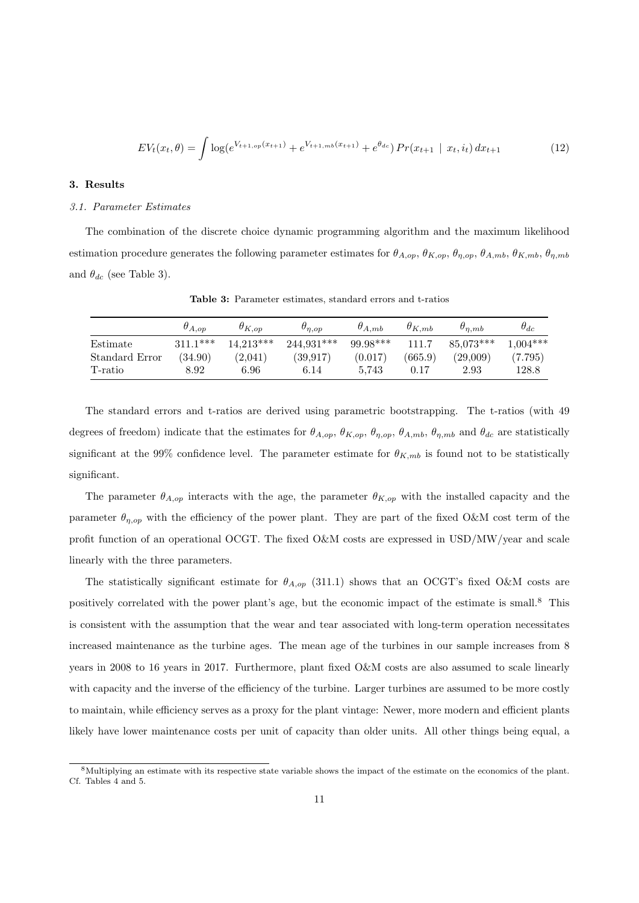$$EV_t(x_t, \theta) = \int \log(e^{V_{t+1,op}(x_{t+1})} + e^{V_{t+1,mb}(x_{t+1})} + e^{\theta_{dc}}) \, Pr(x_{t+1} \mid x_t, i_t) \, dx_{t+1} \tag{12}$$

## 3. Results

### *3.1. Parameter Estimates*

The combination of the discrete choice dynamic programming algorithm and the maximum likelihood estimation procedure generates the following parameter estimates for $\theta_{A,op}$, $\theta_{K,op}$, $\theta_{\eta,op}$, $\theta_{A,mb}$, $\theta_{K,mb}$, $\theta_{\eta,mb}$ and $\theta_{dc}$ (see Table 3).

**Table 3:** Parameter estimates, standard errors and t-ratios

| | $\theta_{A,op}$ | $\theta_{K,op}$ | $\theta_{\eta,op}$ | $\theta_{A,mb}$ | $\theta_{K,mb}$ | $\theta_{\eta,mb}$ | $\theta_{dc}$ |
|---|---|---|---|---|---|---|---|
| Estimate | 311.1*** | 14,213*** | 244,931*** | 99.98*** | 111.7 | 85,073*** | 1,004*** |
| Standard Error | (34.90) | (2,041) | (39,917) | (0.017) | (665.9) | (29,009) | (7.795) |
| T-ratio | 8.92 | 6.96 | 6.14 | 5,743 | 0.17 | 2.93 | 128.8 |

The standard errors and t-ratios are derived using parametric bootstrapping. The t-ratios (with 49 degrees of freedom) indicate that the estimates for $\theta_{A,op}$, $\theta_{K,op}$, $\theta_{\eta,op}$, $\theta_{A,mb}$, $\theta_{\eta,mb}$ and $\theta_{dc}$ are statistically significant at the 99% confidence level. The parameter estimate for $\theta_{K,mb}$ is found not to be statistically significant.

The parameter $\theta_{A,op}$ interacts with the age, the parameter $\theta_{K,op}$ with the installed capacity and the parameter $\theta_{\eta,op}$ with the efficiency of the power plant. They are part of the fixed O&M cost term of the profit function of an operational OCGT. The fixed O&M costs are expressed in USD/MW/year and scale linearly with the three parameters.

The statistically significant estimate for $\theta_{A,op}$ (311.1) shows that an OCGT's fixed O&M costs are positively correlated with the power plant's age, but the economic impact of the estimate is small.[8] This is consistent with the assumption that the wear and tear associated with long-term operation necessitates increased maintenance as the turbine ages. The mean age of the turbines in our sample increases from 8 years in 2008 to 16 years in 2017. Furthermore, plant fixed O&M costs are also assumed to scale linearly with capacity and the inverse of the efficiency of the turbine. Larger turbines are assumed to be more costly to maintain, while efficiency serves as a proxy for the plant vintage: Newer, more modern and efficient plants likely have lower maintenance costs per unit of capacity than older units. All other things being equal, a

[8] Multiplying an estimate with its respective state variable shows the impact of the estimate on the economics of the plant. Cf. Tables 4 and 5.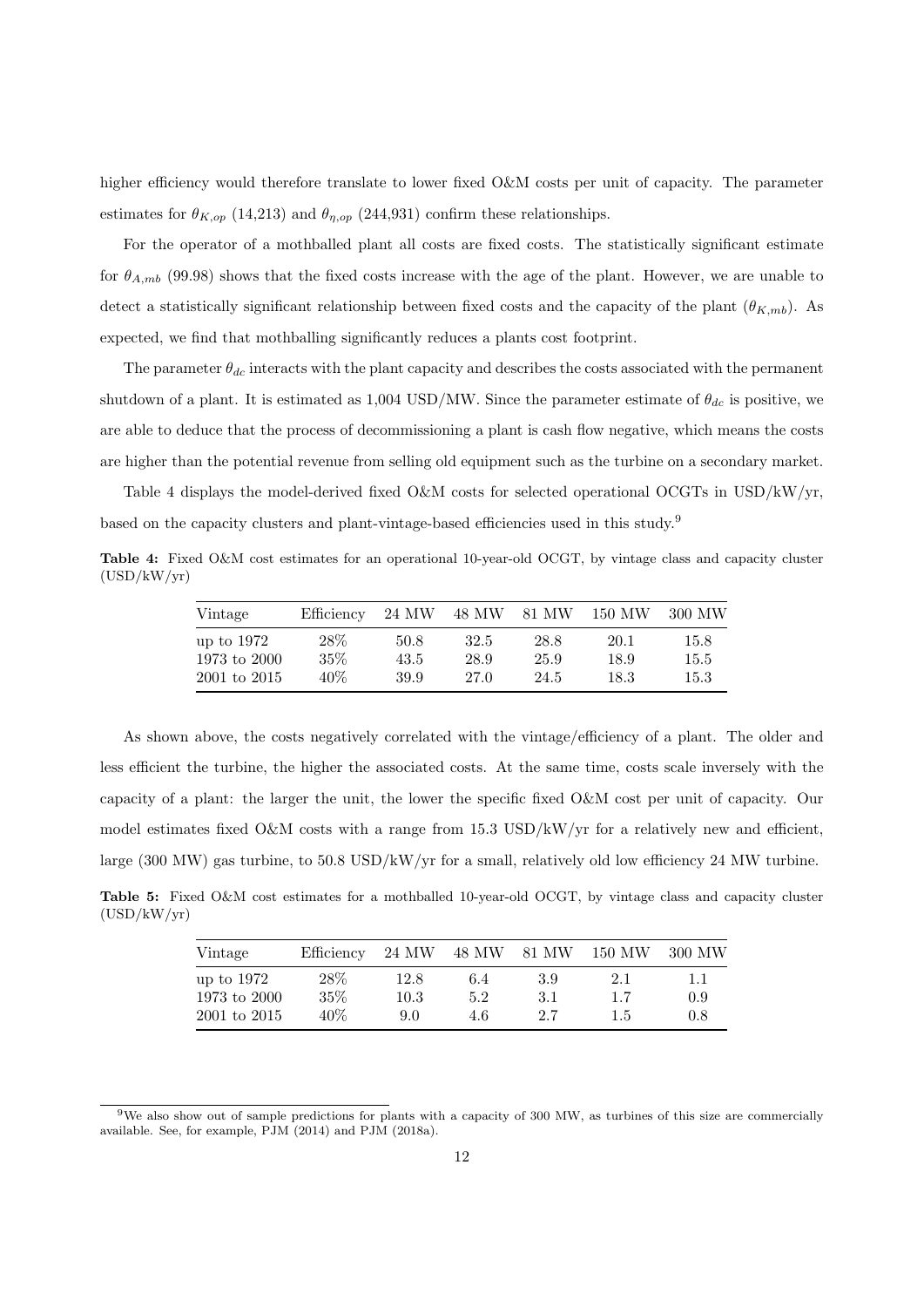higher efficiency would therefore translate to lower fixed O&M costs per unit of capacity. The parameter estimates for $\theta_{K,op}$ (14,213) and $\theta_{\eta,op}$ (244,931) confirm these relationships.

For the operator of a mothballed plant all costs are fixed costs. The statistically significant estimate for $\theta_{A,mb}$ (99.98) shows that the fixed costs increase with the age of the plant. However, we are unable to detect a statistically significant relationship between fixed costs and the capacity of the plant ($\theta_{K,mb}$). As expected, we find that mothballing significantly reduces a plants cost footprint.

The parameter $\theta_{dc}$ interacts with the plant capacity and describes the costs associated with the permanent shutdown of a plant. It is estimated as 1,004 USD/MW. Since the parameter estimate of $\theta_{dc}$ is positive, we are able to deduce that the process of decommissioning a plant is cash flow negative, which means the costs are higher than the potential revenue from selling old equipment such as the turbine on a secondary market.

Table 4 displays the model-derived fixed O&M costs for selected operational OCGTs in USD/kW/yr, based on the capacity clusters and plant-vintage-based efficiencies used in this study.[9]

**Table 4:** Fixed O&M cost estimates for an operational 10-year-old OCGT, by vintage class and capacity cluster (USD/kW/yr)

| Vintage | Efficiency | 24 MW | 48 MW | 81 MW | 150 MW | 300 MW |
|---|---|---|---|---|---|---|
| up to 1972 | 28% | 50.8 | 32.5 | 28.8 | 20.1 | 15.8 |
| 1973 to 2000 | 35% | 43.5 | 28.9 | 25.9 | 18.9 | 15.5 |
| 2001 to 2015 | 40% | 39.9 | 27.0 | 24.5 | 18.3 | 15.3 |

As shown above, the costs negatively correlated with the vintage/efficiency of a plant. The older and less efficient the turbine, the higher the associated costs. At the same time, costs scale inversely with the capacity of a plant: the larger the unit, the lower the specific fixed O&M cost per unit of capacity. Our model estimates fixed O&M costs with a range from 15.3 USD/kW/yr for a relatively new and efficient, large (300 MW) gas turbine, to 50.8 USD/kW/yr for a small, relatively old low efficiency 24 MW turbine.

**Table 5:** Fixed O&M cost estimates for a mothballed 10-year-old OCGT, by vintage class and capacity cluster (USD/kW/yr)

| Vintage | Efficiency | 24 MW | 48 MW | 81 MW | 150 MW | 300 MW |
|---|---|---|---|---|---|---|
| up to 1972 | 28% | 12.8 | 6.4 | 3.9 | 2.1 | 1.1 |
| 1973 to 2000 | 35% | 10.3 | 5.2 | 3.1 | 1.7 | 0.9 |
| 2001 to 2015 | 40% | 9.0 | 4.6 | 2.7 | 1.5 | 0.8 |

[9]We also show out of sample predictions for plants with a capacity of 300 MW, as turbines of this size are commercially available. See, for example, PJM (2014) and PJM (2018a).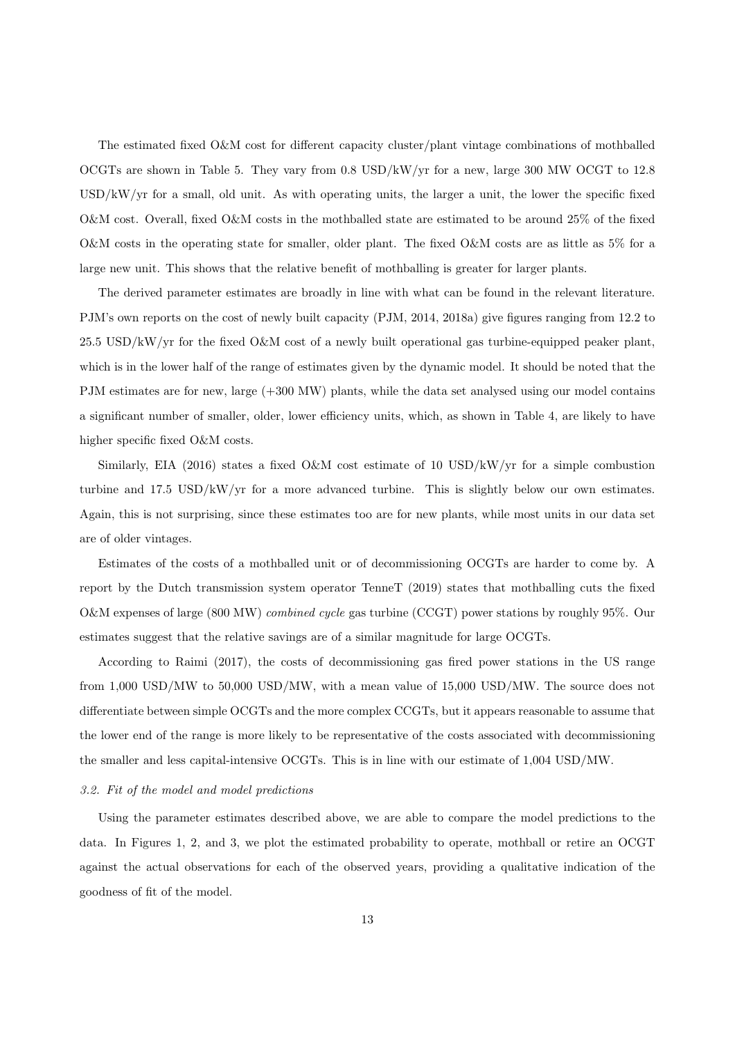The estimated fixed O&M cost for different capacity cluster/plant vintage combinations of mothballed OCGTs are shown in Table 5. They vary from 0.8 USD/kW/yr for a new, large 300 MW OCGT to 12.8 USD/kW/yr for a small, old unit. As with operating units, the larger a unit, the lower the specific fixed O&M cost. Overall, fixed O&M costs in the mothballed state are estimated to be around 25% of the fixed O&M costs in the operating state for smaller, older plant. The fixed O&M costs are as little as 5% for a large new unit. This shows that the relative benefit of mothballing is greater for larger plants.

The derived parameter estimates are broadly in line with what can be found in the relevant literature. PJM's own reports on the cost of newly built capacity (PJM, 2014, 2018a) give figures ranging from 12.2 to 25.5 USD/kW/yr for the fixed O&M cost of a newly built operational gas turbine-equipped peaker plant, which is in the lower half of the range of estimates given by the dynamic model. It should be noted that the PJM estimates are for new, large (+300 MW) plants, while the data set analysed using our model contains a significant number of smaller, older, lower efficiency units, which, as shown in Table 4, are likely to have higher specific fixed O&M costs.

Similarly, EIA (2016) states a fixed O&M cost estimate of 10 USD/kW/yr for a simple combustion turbine and 17.5 USD/kW/yr for a more advanced turbine. This is slightly below our own estimates. Again, this is not surprising, since these estimates too are for new plants, while most units in our data set are of older vintages.

Estimates of the costs of a mothballed unit or of decommissioning OCGTs are harder to come by. A report by the Dutch transmission system operator TenneT (2019) states that mothballing cuts the fixed O&M expenses of large (800 MW) *combined cycle* gas turbine (CCGT) power stations by roughly 95%. Our estimates suggest that the relative savings are of a similar magnitude for large OCGTs.

According to Raimi (2017), the costs of decommissioning gas fired power stations in the US range from 1,000 USD/MW to 50,000 USD/MW, with a mean value of 15,000 USD/MW. The source does not differentiate between simple OCGTs and the more complex CCGTs, but it appears reasonable to assume that the lower end of the range is more likely to be representative of the costs associated with decommissioning the smaller and less capital-intensive OCGTs. This is in line with our estimate of 1,004 USD/MW.

### *3.2. Fit of the model and model predictions*

Using the parameter estimates described above, we are able to compare the model predictions to the data. In Figures 1, 2, and 3, we plot the estimated probability to operate, mothball or retire an OCGT against the actual observations for each of the observed years, providing a qualitative indication of the goodness of fit of the model.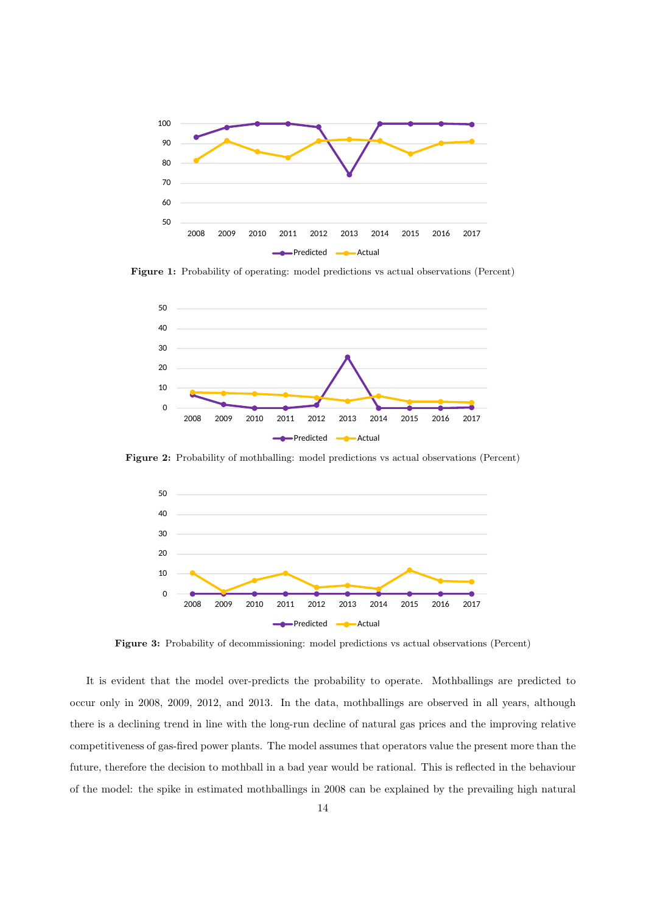**Figure 1:** Probability of operating: model predictions vs actual observations (Percent)

**Figure 2:** Probability of mothballing: model predictions vs actual observations (Percent)

**Figure 3:** Probability of decommissioning: model predictions vs actual observations (Percent)

It is evident that the model over-predicts the probability to operate. Mothballings are predicted to occur only in 2008, 2009, 2012, and 2013. In the data, mothballings are observed in all years, although there is a declining trend in line with the long-run decline of natural gas prices and the improving relative competitiveness of gas-fired power plants. The model assumes that operators value the present more than the future, therefore the decision to mothball in a bad year would be rational. This is reflected in the behaviour of the model: the spike in estimated mothballings in 2008 can be explained by the prevailing high natural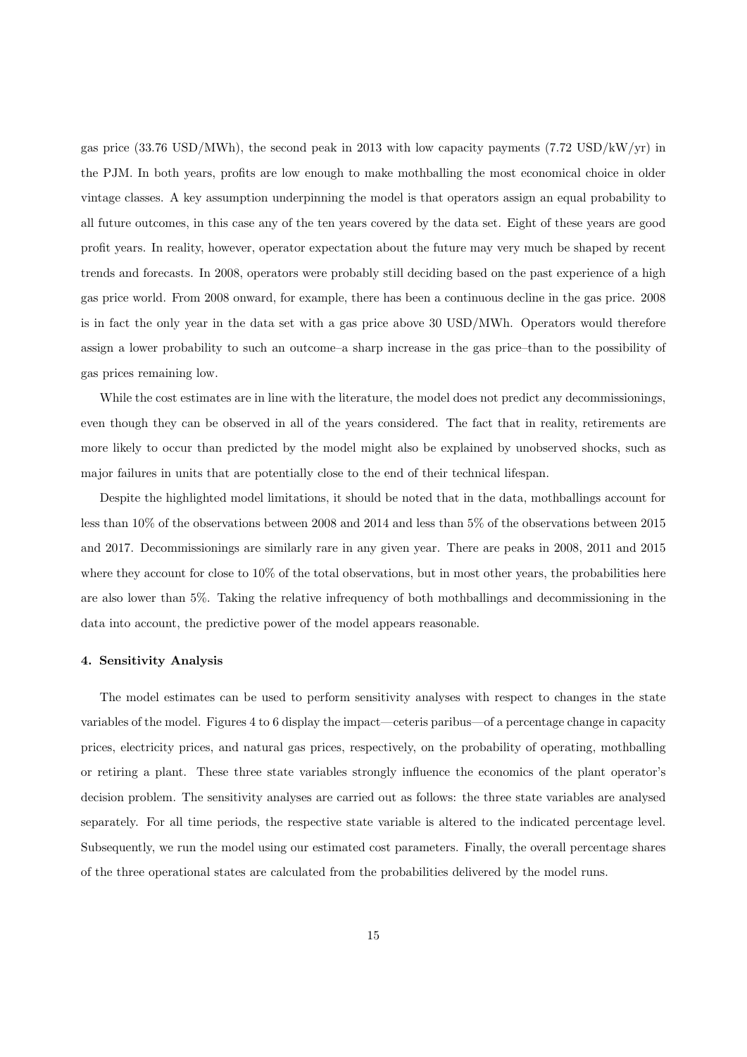gas price (33.76 USD/MWh), the second peak in 2013 with low capacity payments (7.72 USD/kW/yr) in the PJM. In both years, profits are low enough to make mothballing the most economical choice in older vintage classes. A key assumption underpinning the model is that operators assign an equal probability to all future outcomes, in this case any of the ten years covered by the data set. Eight of these years are good profit years. In reality, however, operator expectation about the future may very much be shaped by recent trends and forecasts. In 2008, operators were probably still deciding based on the past experience of a high gas price world. From 2008 onward, for example, there has been a continuous decline in the gas price. 2008 is in fact the only year in the data set with a gas price above 30 USD/MWh. Operators would therefore assign a lower probability to such an outcome–a sharp increase in the gas price–than to the possibility of gas prices remaining low.

While the cost estimates are in line with the literature, the model does not predict any decommissionings, even though they can be observed in all of the years considered. The fact that in reality, retirements are more likely to occur than predicted by the model might also be explained by unobserved shocks, such as major failures in units that are potentially close to the end of their technical lifespan.

Despite the highlighted model limitations, it should be noted that in the data, mothballings account for less than 10% of the observations between 2008 and 2014 and less than 5% of the observations between 2015 and 2017. Decommissionings are similarly rare in any given year. There are peaks in 2008, 2011 and 2015 where they account for close to 10% of the total observations, but in most other years, the probabilities here are also lower than 5%. Taking the relative infrequency of both mothballings and decommissioning in the data into account, the predictive power of the model appears reasonable.

## 4. Sensitivity Analysis

The model estimates can be used to perform sensitivity analyses with respect to changes in the state variables of the model. Figures 4 to 6 display the impact—ceteris paribus—of a percentage change in capacity prices, electricity prices, and natural gas prices, respectively, on the probability of operating, mothballing or retiring a plant. These three state variables strongly influence the economics of the plant operator's decision problem. The sensitivity analyses are carried out as follows: the three state variables are analysed separately. For all time periods, the respective state variable is altered to the indicated percentage level. Subsequently, we run the model using our estimated cost parameters. Finally, the overall percentage shares of the three operational states are calculated from the probabilities delivered by the model runs.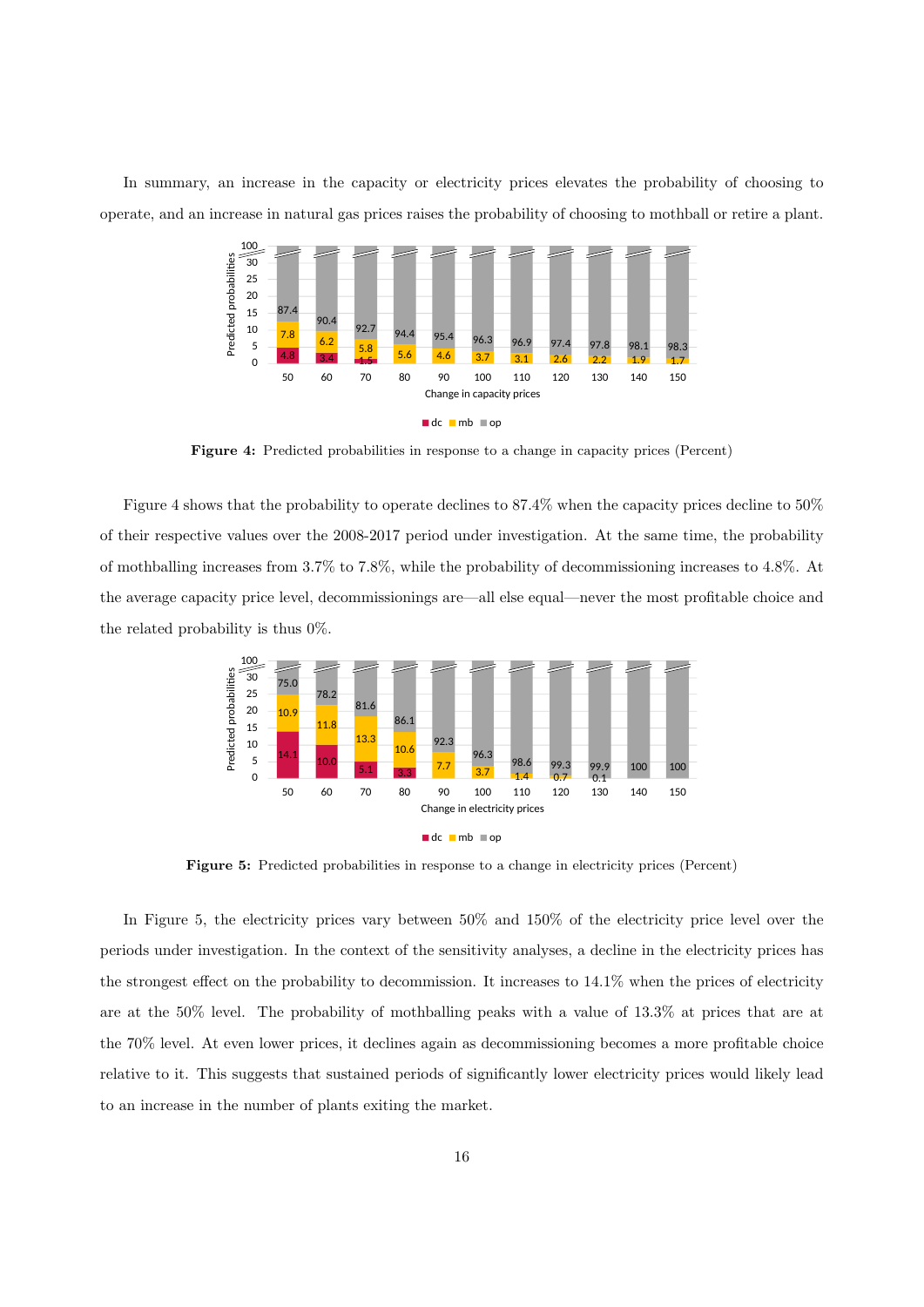In summary, an increase in the capacity or electricity prices elevates the probability of choosing to operate, and an increase in natural gas prices raises the probability of choosing to mothball or retire a plant.

**Figure 4:** Predicted probabilities in response to a change in capacity prices (Percent)

Figure 4 shows that the probability to operate declines to 87.4% when the capacity prices decline to 50% of their respective values over the 2008-2017 period under investigation. At the same time, the probability of mothballing increases from 3.7% to 7.8%, while the probability of decommissioning increases to 4.8%. At the average capacity price level, decommissionings are—all else equal—never the most profitable choice and the related probability is thus 0%.

**Figure 5:** Predicted probabilities in response to a change in electricity prices (Percent)

In Figure 5, the electricity prices vary between 50% and 150% of the electricity price level over the periods under investigation. In the context of the sensitivity analyses, a decline in the electricity prices has the strongest effect on the probability to decommission. It increases to 14.1% when the prices of electricity are at the 50% level. The probability of mothballing peaks with a value of 13.3% at prices that are at the 70% level. At even lower prices, it declines again as decommissioning becomes a more profitable choice relative to it. This suggests that sustained periods of significantly lower electricity prices would likely lead to an increase in the number of plants exiting the market.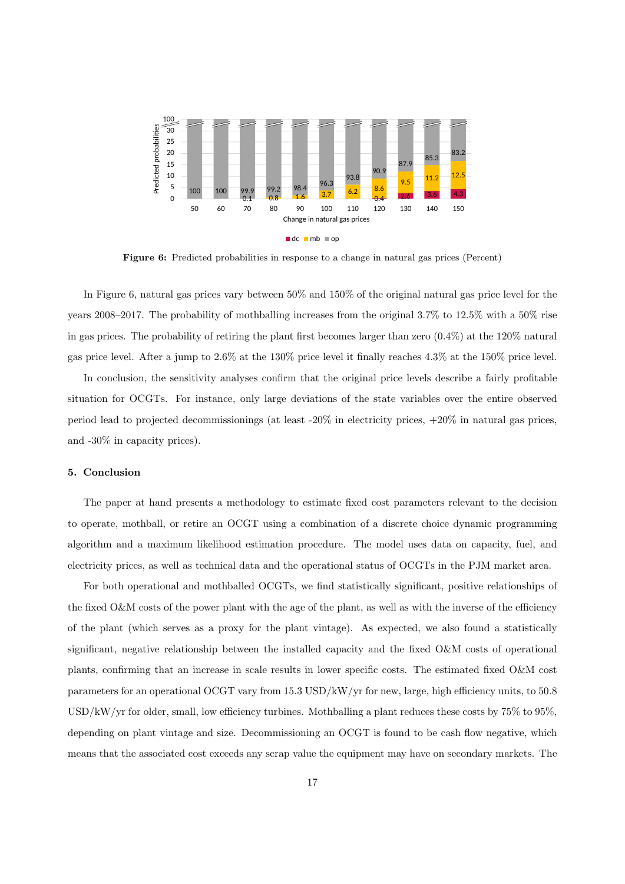**Figure 6:** Predicted probabilities in response to a change in natural gas prices (Percent)

In Figure 6, natural gas prices vary between 50% and 150% of the original natural gas price level for the years 2008–2017. The probability of mothballing increases from the original 3.7% to 12.5% with a 50% rise in gas prices. The probability of retiring the plant first becomes larger than zero (0.4%) at the 120% natural gas price level. After a jump to 2.6% at the 130% price level it finally reaches 4.3% at the 150% price level.

In conclusion, the sensitivity analyses confirm that the original price levels describe a fairly profitable situation for OCGTs. For instance, only large deviations of the state variables over the entire observed period lead to projected decommissionings (at least -20% in electricity prices, +20% in natural gas prices, and -30% in capacity prices).

## 5. Conclusion

The paper at hand presents a methodology to estimate fixed cost parameters relevant to the decision to operate, mothball, or retire an OCGT using a combination of a discrete choice dynamic programming algorithm and a maximum likelihood estimation procedure. The model uses data on capacity, fuel, and electricity prices, as well as technical data and the operational status of OCGTs in the PJM market area.

For both operational and mothballed OCGTs, we find statistically significant, positive relationships of the fixed O&M costs of the power plant with the age of the plant, as well as with the inverse of the efficiency of the plant (which serves as a proxy for the plant vintage). As expected, we also found a statistically significant, negative relationship between the installed capacity and the fixed O&M costs of operational plants, confirming that an increase in scale results in lower specific costs. The estimated fixed O&M cost parameters for an operational OCGT vary from 15.3 USD/kW/yr for new, large, high efficiency units, to 50.8 USD/kW/yr for older, small, low efficiency turbines. Mothballing a plant reduces these costs by 75% to 95%, depending on plant vintage and size. Decommissioning an OCGT is found to be cash flow negative, which means that the associated cost exceeds any scrap value the equipment may have on secondary markets. The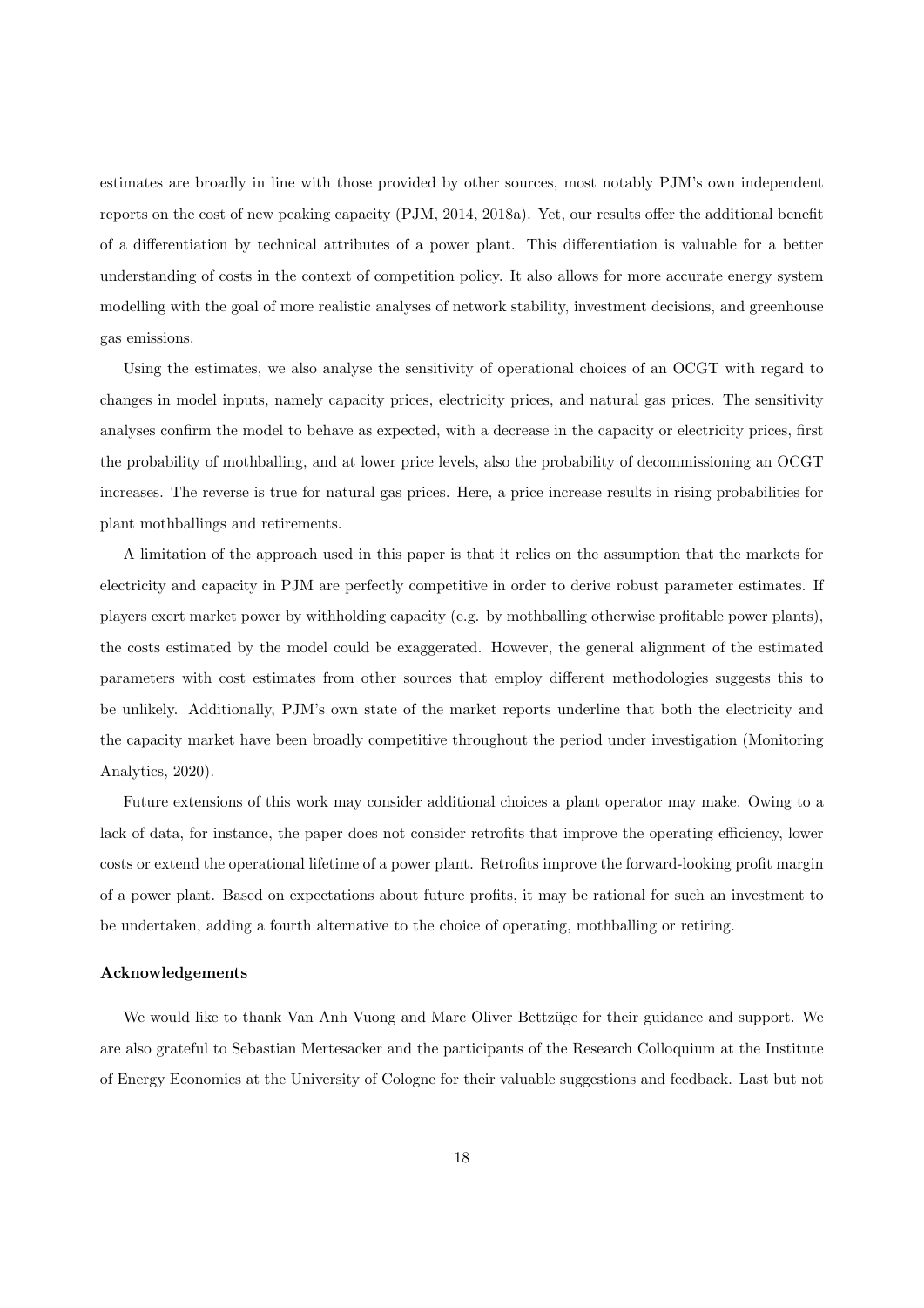estimates are broadly in line with those provided by other sources, most notably PJM's own independent reports on the cost of new peaking capacity (PJM, 2014, 2018a). Yet, our results offer the additional benefit of a differentiation by technical attributes of a power plant. This differentiation is valuable for a better understanding of costs in the context of competition policy. It also allows for more accurate energy system modelling with the goal of more realistic analyses of network stability, investment decisions, and greenhouse gas emissions.

Using the estimates, we also analyse the sensitivity of operational choices of an OCGT with regard to changes in model inputs, namely capacity prices, electricity prices, and natural gas prices. The sensitivity analyses confirm the model to behave as expected, with a decrease in the capacity or electricity prices, first the probability of mothballing, and at lower price levels, also the probability of decommissioning an OCGT increases. The reverse is true for natural gas prices. Here, a price increase results in rising probabilities for plant mothballings and retirements.

A limitation of the approach used in this paper is that it relies on the assumption that the markets for electricity and capacity in PJM are perfectly competitive in order to derive robust parameter estimates. If players exert market power by withholding capacity (e.g. by mothballing otherwise profitable power plants), the costs estimated by the model could be exaggerated. However, the general alignment of the estimated parameters with cost estimates from other sources that employ different methodologies suggests this to be unlikely. Additionally, PJM's own state of the market reports underline that both the electricity and the capacity market have been broadly competitive throughout the period under investigation (Monitoring Analytics, 2020).

Future extensions of this work may consider additional choices a plant operator may make. Owing to a lack of data, for instance, the paper does not consider retrofits that improve the operating efficiency, lower costs or extend the operational lifetime of a power plant. Retrofits improve the forward-looking profit margin of a power plant. Based on expectations about future profits, it may be rational for such an investment to be undertaken, adding a fourth alternative to the choice of operating, mothballing or retiring.

**Acknowledgements**

We would like to thank Van Anh Vuong and Marc Oliver Bettzüge for their guidance and support. We are also grateful to Sebastian Mertesacker and the participants of the Research Colloquium at the Institute of Energy Economics at the University of Cologne for their valuable suggestions and feedback. Last but not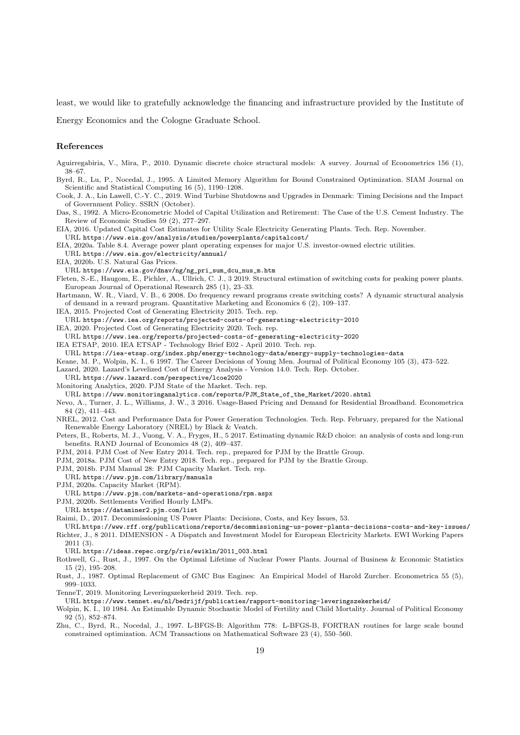least, we would like to gratefully acknowledge the financing and infrastructure provided by the Institute of Energy Economics and the Cologne Graduate School.

## References

Aguirregabiria, V., Mira, P., 2010. Dynamic discrete choice structural models: A survey. Journal of Econometrics 156 (1), 38–67.

Byrd, R., Lu, P., Nocedal, J., 1995. A Limited Memory Algorithm for Bound Constrained Optimization. SIAM Journal on Scientific and Statistical Computing 16 (5), 1190–1208.

Cook, J. A., Lin Lawell, C.-Y. C., 2019. Wind Turbine Shutdowns and Upgrades in Denmark: Timing Decisions and the Impact of Government Policy. SSRN (October).

Das, S., 1992. A Micro-Econometric Model of Capital Utilization and Retirement: The Case of the U.S. Cement Industry. The Review of Economic Studies 59 (2), 277–297.

EIA, 2016. Updated Capital Cost Estimates for Utility Scale Electricity Generating Plants. Tech. Rep. November.
URL https://www.eia.gov/analysis/studies/powerplants/capitalcost/

EIA, 2020a. Table 8.4. Average power plant operating expenses for major U.S. investor-owned electric utilities.
URL https://www.eia.gov/electricity/annual/

EIA, 2020b. U.S. Natural Gas Prices.
URL https://www.eia.gov/dnav/ng/ng_pri_sum_dcu_nus_m.htm

Fleten, S.-E., Haugom, E., Pichler, A., Ullrich, C. J., 3 2019. Structural estimation of switching costs for peaking power plants. European Journal of Operational Research 285 (1), 23–33.

Hartmann, W. R., Viard, V. B., 6 2008. Do frequency reward programs create switching costs? A dynamic structural analysis of demand in a reward program. Quantitative Marketing and Economics 6 (2), 109–137.

IEA, 2015. Projected Cost of Generating Electricity 2015. Tech. rep.
URL https://www.iea.org/reports/projected-costs-of-generating-electricity-2010

IEA, 2020. Projected Cost of Generating Electricity 2020. Tech. rep.
URL https://www.iea.org/reports/projected-costs-of-generating-electricity-2020

IEA ETSAP, 2010. IEA ETSAP - Technology Brief E02 - April 2010. Tech. rep.
URL https://iea-etsap.org/index.php/energy-technology-data/energy-supply-technologies-data

Keane, M. P., Wolpin, K. I., 6 1997. The Career Decisions of Young Men. Journal of Political Economy 105 (3), 473–522.

Lazard, 2020. Lazard's Levelized Cost of Energy Analysis - Version 14.0. Tech. Rep. October.
URL https://www.lazard.com/perspective/lcoe2020

Monitoring Analytics, 2020. PJM State of the Market. Tech. rep.
URL https://www.monitoringanalytics.com/reports/PJM_State_of_the_Market/2020.shtml

Nevo, A., Turner, J. L., Williams, J. W., 3 2016. Usage-Based Pricing and Demand for Residential Broadband. Econometrica 84 (2), 411–443.

NREL, 2012. Cost and Performance Data for Power Generation Technologies. Tech. Rep. February, prepared for the National Renewable Energy Laboratory (NREL) by Black & Veatch.

Peters, B., Roberts, M. J., Vuong, V. A., Fryges, H., 5 2017. Estimating dynamic R&D choice: an analysis of costs and long-run benefits. RAND Journal of Economics 48 (2), 409–437.

PJM, 2014. PJM Cost of New Entry 2014. Tech. rep., prepared for PJM by the Brattle Group.

PJM, 2018a. PJM Cost of New Entry 2018. Tech. rep., prepared for PJM by the Brattle Group.

PJM, 2018b. PJM Manual 28: PJM Capacity Market. Tech. rep.
URL https://www.pjm.com/library/manuals

PJM, 2020a. Capacity Market (RPM).
URL https://www.pjm.com/markets-and-operations/rpm.aspx

PJM, 2020b. Settlements Verified Hourly LMPs.
URL https://dataminer2.pjm.com/list

Raimi, D., 2017. Decommissioning US Power Plants: Decisions, Costs, and Key Issues, 53.
URL https://www.rff.org/publications/reports/decommissioning-us-power-plants-decisions-costs-and-key-issues/

Richter, J., 8 2011. DIMENSION - A Dispatch and Investment Model for European Electricity Markets. EWI Working Papers 2011 (3).
URL https://ideas.repec.org/p/ris/ewikln/2011_003.html

Rothwell, G., Rust, J., 1997. On the Optimal Lifetime of Nuclear Power Plants. Journal of Business & Economic Statistics 15 (2), 195–208.

Rust, J., 1987. Optimal Replacement of GMC Bus Engines: An Empirical Model of Harold Zurcher. Econometrica 55 (5), 999–1033.

TenneT, 2019. Monitoring Leveringszekerheid 2019. Tech. rep.
URL https://www.tennet.eu/nl/bedrijf/publicaties/rapport-monitoring-leveringszekerheid/

Wolpin, K. I., 10 1984. An Estimable Dynamic Stochastic Model of Fertility and Child Mortality. Journal of Political Economy 92 (5), 852–874.

Zhu, C., Byrd, R., Nocedal, J., 1997. L-BFGS-B: Algorithm 778: L-BFGS-B, FORTRAN routines for large scale bound constrained optimization. ACM Transactions on Mathematical Software 23 (4), 550–560.